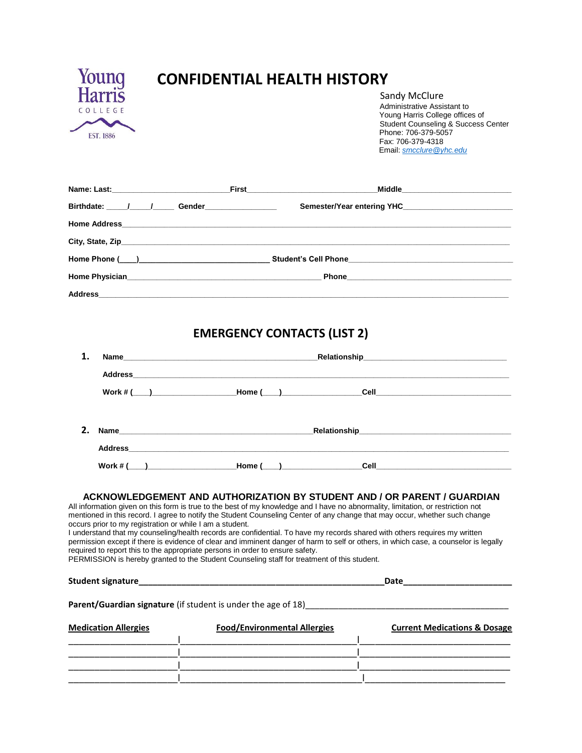Young Harris COLLEGE EST. 1886

# CONFIDENTIAL HEALTH HISTORY

Sandy McClure
Administrative Assistant to
Young Harris College offices of
Student Counseling & Success Center
Phone: 706-379-5057
Fax: 706-379-4318
Email: smcclure@yhc.edu

**Name: Last:**__________________________ **First**______________________________ **Middle**_________________________

**Birthdate:** _____/_____/_____ **Gender**_________________ **Semester/Year entering YHC**_________________________

**Home Address**_____________________________________________________________________________________

**City, State, Zip**______________________________________________________________________________________

**Home Phone (____)**_____________________________ **Student's Cell Phone**______________________________________

**Home Physician**____________________________________________ **Phone**_______________________________________

**Address**__________________________________________________________________________________________

## EMERGENCY CONTACTS (LIST 2)

1. **Name**____________________________________________ **Relationship**________________________________

   **Address**______________________________________________________________________________________

   **Work # (____)**___________________ **Home (____)**_________________ **Cell**_______________________________

2. **Name**____________________________________________ **Relationship**________________________________

   **Address**______________________________________________________________________________________

   **Work # (____)**___________________ **Home (____)**_________________ **Cell**_______________________________

### ACKNOWLEDGEMENT AND AUTHORIZATION BY STUDENT AND / OR PARENT / GUARDIAN

All information given on this form is true to the best of my knowledge and I have no abnormality, limitation, or restriction not mentioned in this record. I agree to notify the Student Counseling Center of any change that may occur, whether such change occurs prior to my registration or while I am a student.

I understand that my counseling/health records are confidential. To have my records shared with others requires my written permission except if there is evidence of clear and imminent danger of harm to self or others, in which case, a counselor is legally required to report this to the appropriate persons in order to ensure safety.

PERMISSION is hereby granted to the Student Counseling staff for treatment of this student.

**Student signature**_____________________________________________________ **Date**______________________

**Parent/Guardian signature** (if student is under the age of 18)___________________________________________

| Medication Allergies | Food/Environmental Allergies | Current Medications & Dosage |
|---|---|---|
| | | |
| | | |
| | | |
| | | |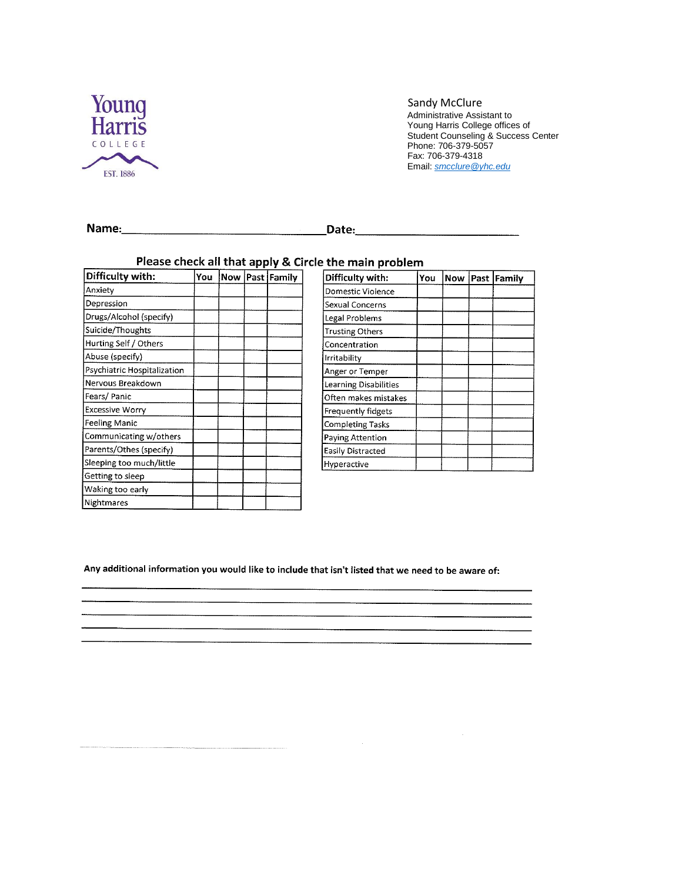Young Harris College EST. 1886

Sandy McClure
Administrative Assistant to
Young Harris College offices of
Student Counseling & Success Center
Phone: 706-379-5057
Fax: 706-379-4318
Email: smcclure@yhc.edu

**Name:**\_\_\_\_\_\_\_\_\_\_\_\_\_\_\_\_\_\_\_\_\_\_\_\_\_\_\_\_\_\_\_\_ **Date:**\_\_\_\_\_\_\_\_\_\_\_\_\_\_\_\_\_\_\_\_\_\_\_\_

## Please check all that apply & Circle the main problem

| Difficulty with: | You | Now | Past | Family |
|---|---|---|---|---|
| Anxiety | | | | |
| Depression | | | | |
| Drugs/Alcohol (specify) | | | | |
| Suicide/Thoughts | | | | |
| Hurting Self / Others | | | | |
| Abuse (specify) | | | | |
| Psychiatric Hospitalization | | | | |
| Nervous Breakdown | | | | |
| Fears/ Panic | | | | |
| Excessive Worry | | | | |
| Feeling Manic | | | | |
| Communicating w/others | | | | |
| Parents/Othes (specify) | | | | |
| Sleeping too much/little | | | | |
| Getting to sleep | | | | |
| Waking too early | | | | |
| Nightmares | | | | |

| Difficulty with: | You | Now | Past | Family |
|---|---|---|---|---|
| Domestic Violence | | | | |
| Sexual Concerns | | | | |
| Legal Problems | | | | |
| Trusting Others | | | | |
| Concentration | | | | |
| Irritability | | | | |
| Anger or Temper | | | | |
| Learning Disabilities | | | | |
| Often makes mistakes | | | | |
| Frequently fidgets | | | | |
| Completing Tasks | | | | |
| Paying Attention | | | | |
| Easily Distracted | | | | |
| Hyperactive | | | | |

**Any additional information you would like to include that isn't listed that we need to be aware of:**

\_\_\_\_\_\_\_\_\_\_\_\_\_\_\_\_\_\_\_\_\_\_\_\_\_\_\_\_\_\_\_\_\_\_\_\_\_\_\_\_\_\_\_\_\_\_\_\_\_\_\_\_\_\_\_\_\_\_\_\_\_\_\_\_\_\_\_\_\_\_
\_\_\_\_\_\_\_\_\_\_\_\_\_\_\_\_\_\_\_\_\_\_\_\_\_\_\_\_\_\_\_\_\_\_\_\_\_\_\_\_\_\_\_\_\_\_\_\_\_\_\_\_\_\_\_\_\_\_\_\_\_\_\_\_\_\_\_\_\_\_
\_\_\_\_\_\_\_\_\_\_\_\_\_\_\_\_\_\_\_\_\_\_\_\_\_\_\_\_\_\_\_\_\_\_\_\_\_\_\_\_\_\_\_\_\_\_\_\_\_\_\_\_\_\_\_\_\_\_\_\_\_\_\_\_\_\_\_\_\_\_
\_\_\_\_\_\_\_\_\_\_\_\_\_\_\_\_\_\_\_\_\_\_\_\_\_\_\_\_\_\_\_\_\_\_\_\_\_\_\_\_\_\_\_\_\_\_\_\_\_\_\_\_\_\_\_\_\_\_\_\_\_\_\_\_\_\_\_\_\_\_
\_\_\_\_\_\_\_\_\_\_\_\_\_\_\_\_\_\_\_\_\_\_\_\_\_\_\_\_\_\_\_\_\_\_\_\_\_\_\_\_\_\_\_\_\_\_\_\_\_\_\_\_\_\_\_\_\_\_\_\_\_\_\_\_\_\_\_\_\_\_